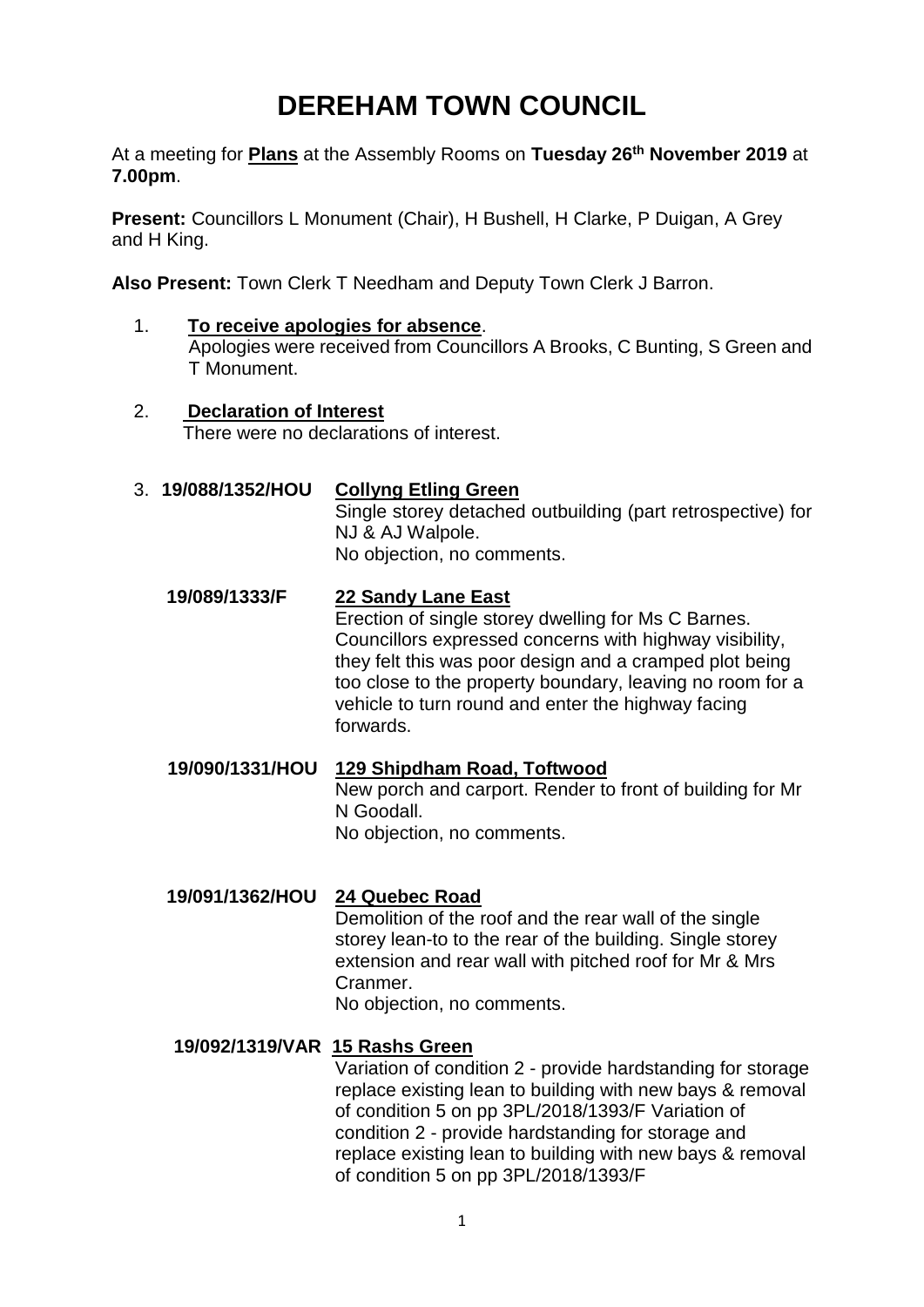# DEREHAM TOWN COUNCIL

At a meeting for **Plans** at the Assembly Rooms on **Tuesday 26th November 2019** at **7.00pm**.

**Present:** Councillors L Monument (Chair), H Bushell, H Clarke, P Duigan, A Grey and H King.

**Also Present:** Town Clerk T Needham and Deputy Town Clerk J Barron.

1. **To receive apologies for absence**.
   Apologies were received from Councillors A Brooks, C Bunting, S Green and T Monument.

2. **Declaration of Interest**
   There were no declarations of interest.

3. **19/088/1352/HOU** **Collyng Etling Green**
   Single storey detached outbuilding (part retrospective) for NJ & AJ Walpole.
   No objection, no comments.

   **19/089/1333/F** **22 Sandy Lane East**
   Erection of single storey dwelling for Ms C Barnes.
   Councillors expressed concerns with highway visibility, they felt this was poor design and a cramped plot being too close to the property boundary, leaving no room for a vehicle to turn round and enter the highway facing forwards.

   **19/090/1331/HOU** **129 Shipdham Road, Toftwood**
   New porch and carport. Render to front of building for Mr N Goodall.
   No objection, no comments.

   **19/091/1362/HOU** **24 Quebec Road**
   Demolition of the roof and the rear wall of the single storey lean-to to the rear of the building. Single storey extension and rear wall with pitched roof for Mr & Mrs Cranmer.
   No objection, no comments.

   **19/092/1319/VAR** **15 Rashs Green**
   Variation of condition 2 - provide hardstanding for storage replace existing lean to building with new bays & removal of condition 5 on pp 3PL/2018/1393/F Variation of condition 2 - provide hardstanding for storage and replace existing lean to building with new bays & removal of condition 5 on pp 3PL/2018/1393/F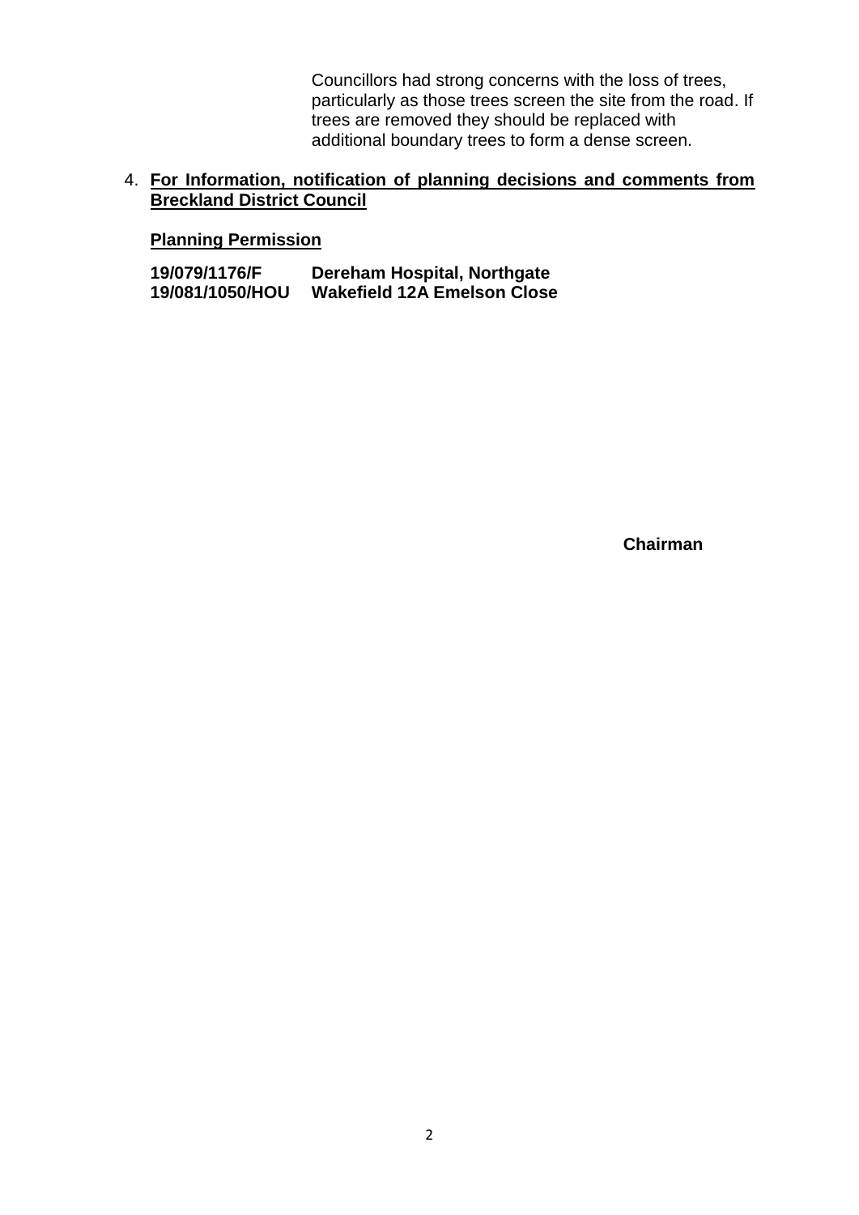Councillors had strong concerns with the loss of trees, particularly as those trees screen the site from the road. If trees are removed they should be replaced with additional boundary trees to form a dense screen.

4. **For Information, notification of planning decisions and comments from Breckland District Council**

**Planning Permission**

| | |
|---|---|
| **19/079/1176/F** | **Dereham Hospital, Northgate** |
| **19/081/1050/HOU** | **Wakefield 12A Emelson Close** |

**Chairman**